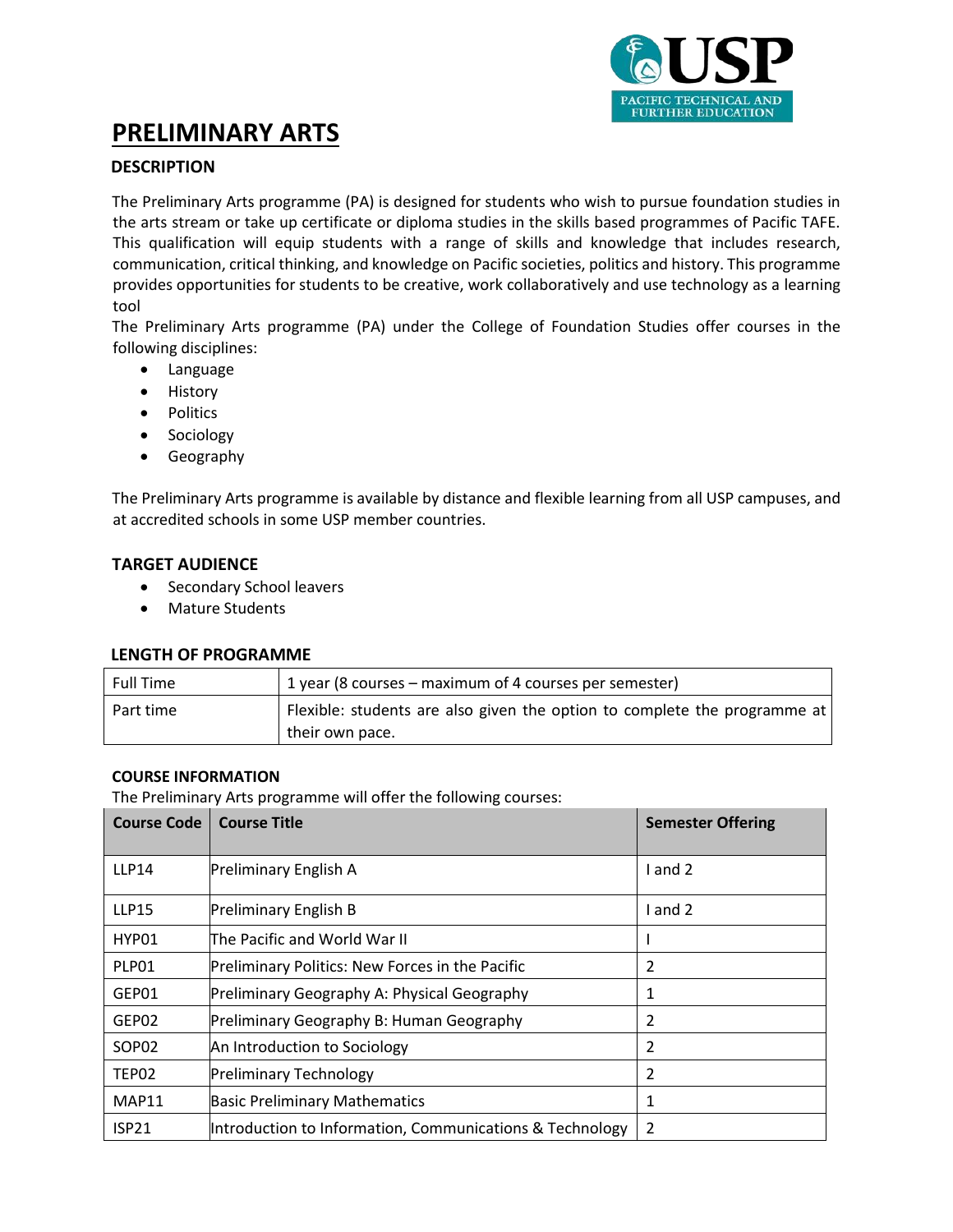# PRELIMINARY ARTS

## DESCRIPTION

The Preliminary Arts programme (PA) is designed for students who wish to pursue foundation studies in the arts stream or take up certificate or diploma studies in the skills based programmes of Pacific TAFE. This qualification will equip students with a range of skills and knowledge that includes research, communication, critical thinking, and knowledge on Pacific societies, politics and history. This programme provides opportunities for students to be creative, work collaboratively and use technology as a learning tool

The Preliminary Arts programme (PA) under the College of Foundation Studies offer courses in the following disciplines:

- Language
- History
- Politics
- Sociology
- Geography

The Preliminary Arts programme is available by distance and flexible learning from all USP campuses, and at accredited schools in some USP member countries.

## TARGET AUDIENCE

- Secondary School leavers
- Mature Students

## LENGTH OF PROGRAMME

| | |
|---|---|
| Full Time | 1 year (8 courses – maximum of 4 courses per semester) |
| Part time | Flexible: students are also given the option to complete the programme at their own pace. |

## COURSE INFORMATION

The Preliminary Arts programme will offer the following courses:

| Course Code | Course Title | Semester Offering |
|---|---|---|
| LLP14 | Preliminary English A | I and 2 |
| LLP15 | Preliminary English B | I and 2 |
| HYP01 | The Pacific and World War II | I |
| PLP01 | Preliminary Politics: New Forces in the Pacific | 2 |
| GEP01 | Preliminary Geography A: Physical Geography | 1 |
| GEP02 | Preliminary Geography B: Human Geography | 2 |
| SOP02 | An Introduction to Sociology | 2 |
| TEP02 | Preliminary Technology | 2 |
| MAP11 | Basic Preliminary Mathematics | 1 |
| ISP21 | Introduction to Information, Communications & Technology | 2 |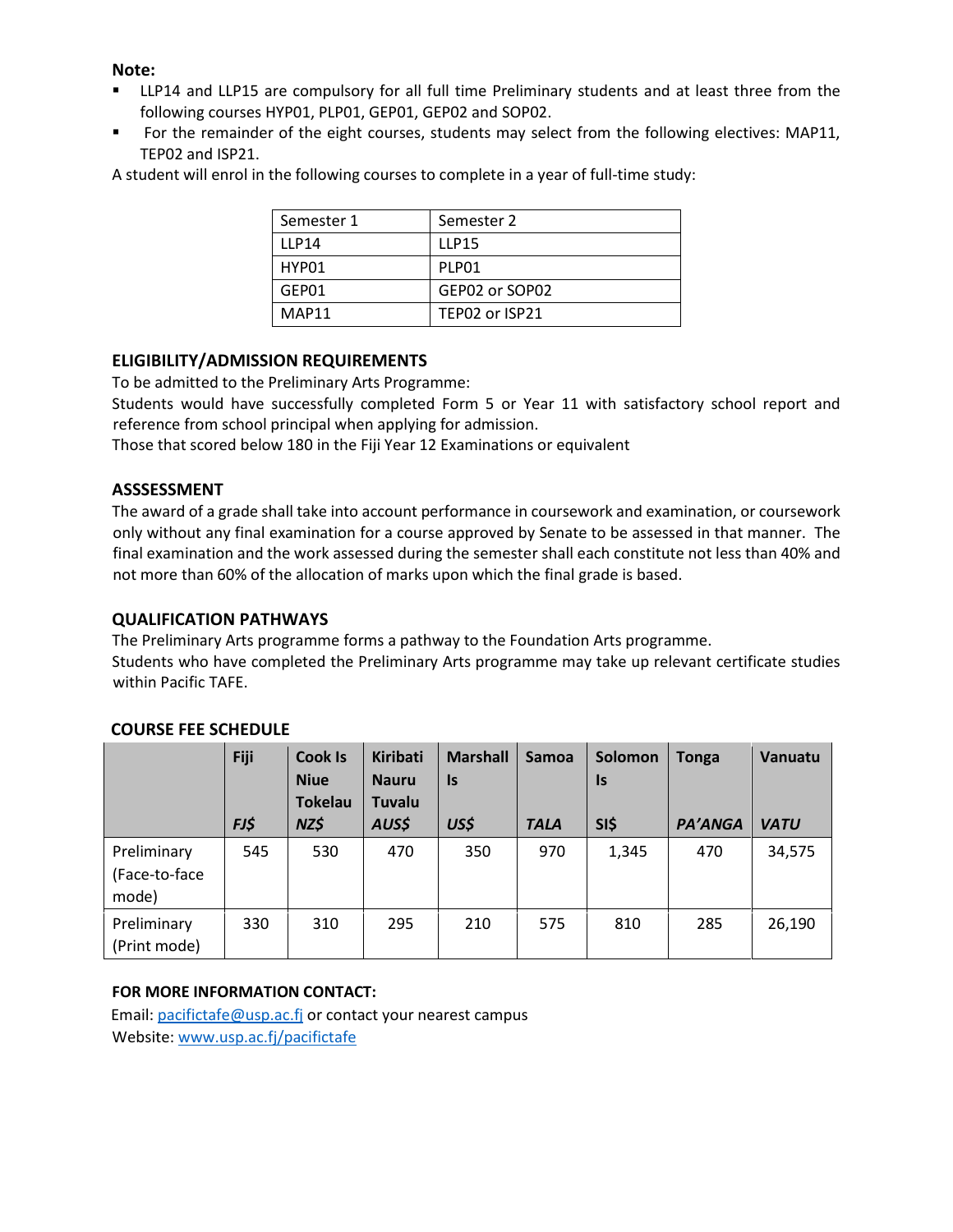**Note:**

- LLP14 and LLP15 are compulsory for all full time Preliminary students and at least three from the following courses HYP01, PLP01, GEP01, GEP02 and SOP02.
- For the remainder of the eight courses, students may select from the following electives: MAP11, TEP02 and ISP21.

A student will enrol in the following courses to complete in a year of full-time study:

| Semester 1 | Semester 2 |
|---|---|
| LLP14 | LLP15 |
| HYP01 | PLP01 |
| GEP01 | GEP02 or SOP02 |
| MAP11 | TEP02 or ISP21 |

## ELIGIBILITY/ADMISSION REQUIREMENTS

To be admitted to the Preliminary Arts Programme:

Students would have successfully completed Form 5 or Year 11 with satisfactory school report and reference from school principal when applying for admission.

Those that scored below 180 in the Fiji Year 12 Examinations or equivalent

## ASSSESSMENT

The award of a grade shall take into account performance in coursework and examination, or coursework only without any final examination for a course approved by Senate to be assessed in that manner. The final examination and the work assessed during the semester shall each constitute not less than 40% and not more than 60% of the allocation of marks upon which the final grade is based.

## QUALIFICATION PATHWAYS

The Preliminary Arts programme forms a pathway to the Foundation Arts programme.

Students who have completed the Preliminary Arts programme may take up relevant certificate studies within Pacific TAFE.

## COURSE FEE SCHEDULE

| | Fiji *FJ$* | Cook Is Niue Tokelau *NZ$* | Kiribati Nauru Tuvalu *AUS$* | Marshall Is *US$* | Samoa *TALA* | Solomon Is *SI$* | Tonga *PA'ANGA* | Vanuatu *VATU* |
|---|---|---|---|---|---|---|---|---|
| Preliminary (Face-to-face mode) | 545 | 530 | 470 | 350 | 970 | 1,345 | 470 | 34,575 |
| Preliminary (Print mode) | 330 | 310 | 295 | 210 | 575 | 810 | 285 | 26,190 |

**FOR MORE INFORMATION CONTACT:**

Email: pacifictafe@usp.ac.fj or contact your nearest campus

Website: www.usp.ac.fj/pacifictafe